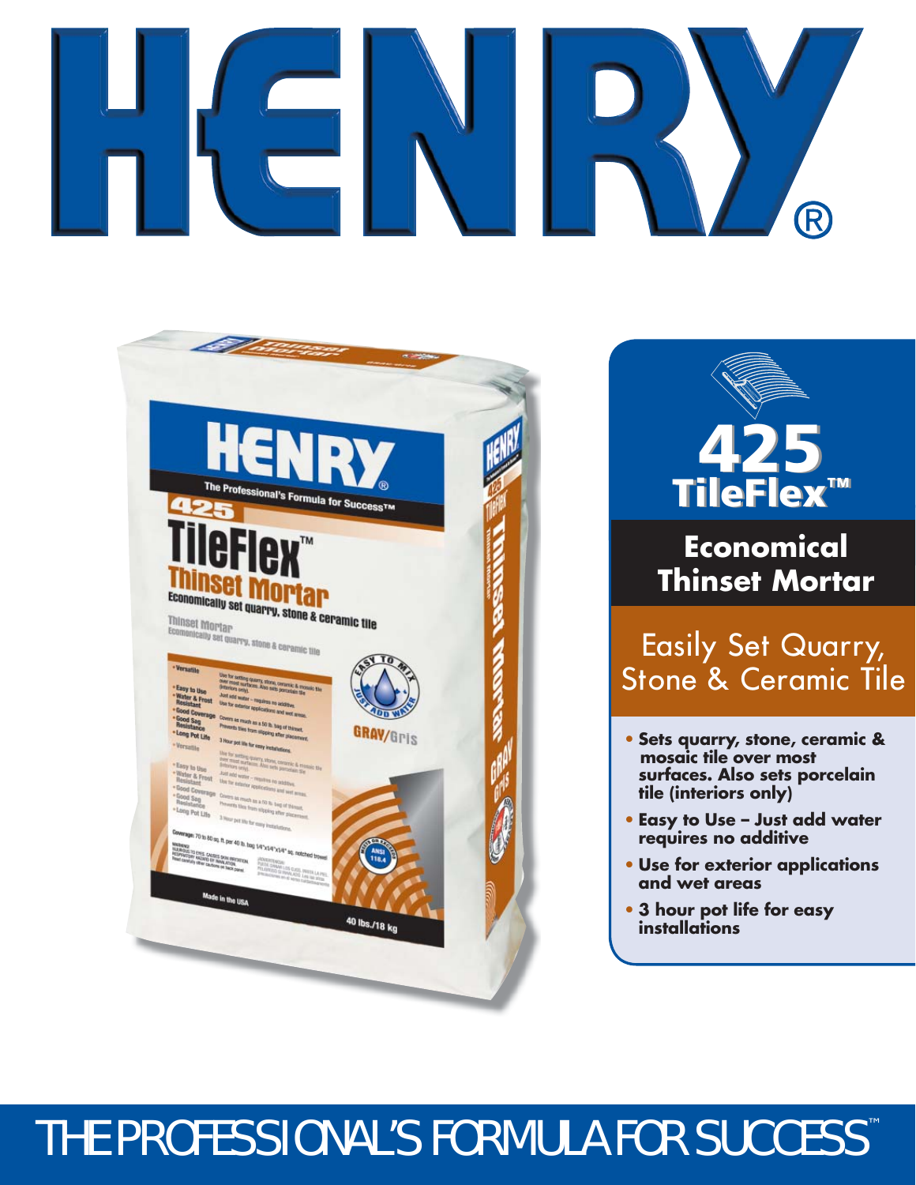# HENRY®

## 425 TileFlex™

### Economical Thinset Mortar

### Easily Set Quarry, Stone & Ceramic Tile

- **Sets quarry, stone, ceramic & mosaic tile over most surfaces. Also sets porcelain tile (interiors only)**
- **Easy to Use – Just add water requires no additive**
- **Use for exterior applications and wet areas**
- **3 hour pot life for easy installations**

THE PROFESSIONAL'S FORMULA FOR SUCCESS™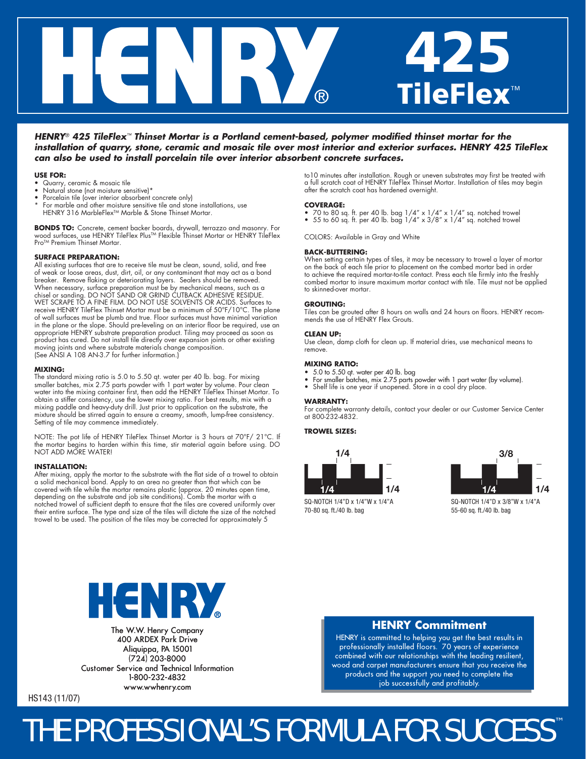# HENRY® 425 TileFlex™

***HENRY® 425 TileFlex™ Thinset Mortar is a Portland cement-based, polymer modified thinset mortar for the installation of quarry, stone, ceramic and mosaic tile over most interior and exterior surfaces. HENRY 425 TileFlex can also be used to install porcelain tile over interior absorbent concrete surfaces.***

### USE FOR:

- Quarry, ceramic & mosaic tile
- Natural stone (not moisture sensitive)*
- Porcelain tile (over interior absorbent concrete only)

\* For marble and other moisture sensitive tile and stone installations, use HENRY 316 MarbleFlex™ Marble & Stone Thinset Mortar.

**BONDS TO:** Concrete, cement backer boards, drywall, terrazzo and masonry. For wood surfaces, use HENRY TileFlex Plus™ Flexible Thinset Mortar or HENRY TileFlex Pro™ Premium Thinset Mortar.

### SURFACE PREPARATION:

All existing surfaces that are to receive tile must be clean, sound, solid, and free of weak or loose areas, dust, dirt, oil, or any contaminant that may act as a bond breaker. Remove flaking or deteriorating layers. Sealers should be removed. When necessary, surface preparation must be by mechanical means, such as a chisel or sanding. DO NOT SAND OR GRIND CUTBACK ADHESIVE RESIDUE. WET SCRAPE TO A FINE FILM. DO NOT USE SOLVENTS OR ACIDS. Surfaces to receive HENRY TileFlex Thinset Mortar must be a minimum of 50°F/10°C. The plane of wall surfaces must be plumb and true. Floor surfaces must have minimal variation in the plane or the slope. Should pre-leveling on an interior floor be required, use an appropriate HENRY substrate preparation product. Tiling may proceed as soon as product has cured. Do not install tile directly over expansion joints or other existing moving joints and where substrate materials change composition.
(See ANSI A 108 AN-3.7 for further information.)

### MIXING:

The standard mixing ratio is 5.0 to 5.50 qt. water per 40 lb. bag. For mixing smaller batches, mix 2.75 parts powder with 1 part water by volume. Pour clean water into the mixing container first, then add the HENRY TileFlex Thinset Mortar. To obtain a stiffer consistency, use the lower mixing ratio. For best results, mix with a mixing paddle and heavy-duty drill. Just prior to application on the substrate, the mixture should be stirred again to ensure a creamy, smooth, lump-free consistency. Setting of tile may commence immediately.

NOTE: The pot life of HENRY TileFlex Thinset Mortar is 3 hours at 70°F/ 21°C. If the mortar begins to harden within this time, stir material again before using. DO NOT ADD MORE WATER!

### INSTALLATION:

After mixing, apply the mortar to the substrate with the flat side of a trowel to obtain a solid mechanical bond. Apply to an area no greater than that which can be covered with tile while the mortar remains plastic (approx. 20 minutes open time, depending on the substrate and job site conditions). Comb the mortar with a notched trowel of sufficient depth to ensure that the tiles are covered uniformly over their entire surface. The type and size of the tiles will dictate the size of the notched trowel to be used. The position of the tiles may be corrected for approximately 5 to10 minutes after installation. Rough or uneven substrates may first be treated with a full scratch coat of HENRY TileFlex Thinset Mortar. Installation of tiles may begin after the scratch coat has hardened overnight.

### COVERAGE:

- 70 to 80 sq. ft. per 40 lb. bag 1/4" x 1/4" x 1/4" sq. notched trowel
- 55 to 60 sq. ft. per 40 lb. bag 1/4" x 3/8" x 1/4" sq. notched trowel

COLORS: Available in Gray and White

### BACK-BUTTERING:

When setting certain types of tiles, it may be necessary to trowel a layer of mortar on the back of each tile prior to placement on the combed mortar bed in order to achieve the required mortar-to-tile contact. Press each tile firmly into the freshly combed mortar to insure maximum mortar contact with tile. Tile must not be applied to skinned-over mortar.

### GROUTING:

Tiles can be grouted after 8 hours on walls and 24 hours on floors. HENRY recommends the use of HENRY Flex Grouts.

### CLEAN UP:

Use clean, damp cloth for clean up. If material dries, use mechanical means to remove.

### MIXING RATIO:

- 5.0 to 5.50 qt. water per 40 lb. bag
- For smaller batches, mix 2.75 parts powder with 1 part water (by volume).
- Shelf life is one year if unopened. Store in a cool dry place.

### WARRANTY:

For complete warranty details, contact your dealer or our Customer Service Center at 800-232-4832.

### TROWEL SIZES:

1/4
1/4
1/4

SQ-NOTCH 1/4"D x 1/4"W x 1/4"A
70-80 sq. ft./40 lb. bag

3/8
1/4
1/4

SQ-NOTCH 1/4"D x 3/8"W x 1/4"A
55-60 sq. ft./40 lb. bag

HENRY®

The W.W. Henry Company
400 ARDEX Park Drive
Aliquippa, PA 15001
(724) 203-8000
Customer Service and Technical Information
1-800-232-4832
www.wwhenry.com

## HENRY Commitment

HENRY is committed to helping you get the best results in professionally installed floors. 70 years of experience combined with our relationships with the leading resilient, wood and carpet manufacturers ensure that you receive the products and the support you need to complete the job successfully and profitably.

HS143 (11/07)

THE PROFESSIONAL'S FORMULA FOR SUCCESS™